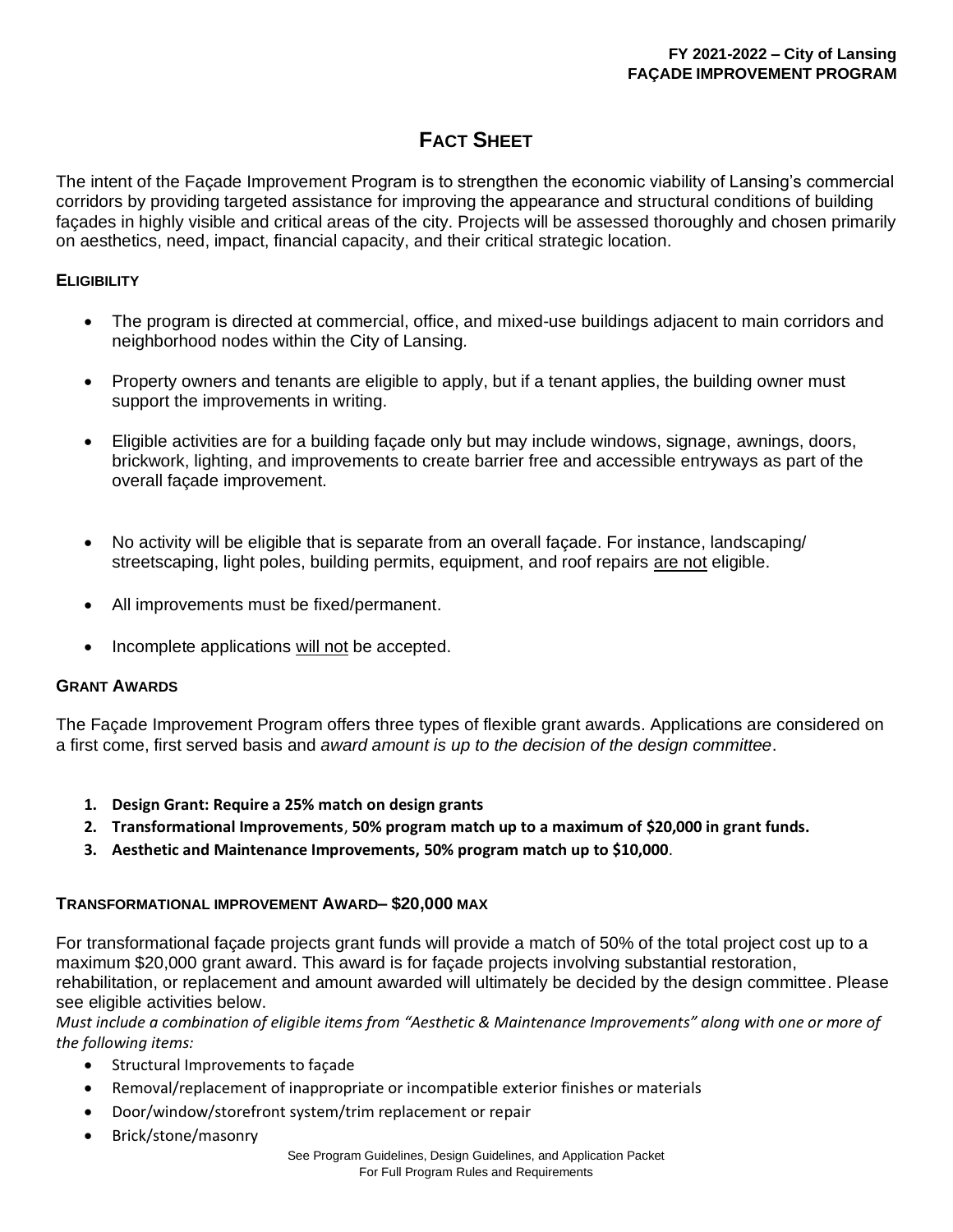**FY 2021-2022 – City of Lansing**
**FAÇADE IMPROVEMENT PROGRAM**

# FACT SHEET

The intent of the Façade Improvement Program is to strengthen the economic viability of Lansing's commercial corridors by providing targeted assistance for improving the appearance and structural conditions of building façades in highly visible and critical areas of the city. Projects will be assessed thoroughly and chosen primarily on aesthetics, need, impact, financial capacity, and their critical strategic location.

## ELIGIBILITY

- The program is directed at commercial, office, and mixed-use buildings adjacent to main corridors and neighborhood nodes within the City of Lansing.
- Property owners and tenants are eligible to apply, but if a tenant applies, the building owner must support the improvements in writing.
- Eligible activities are for a building façade only but may include windows, signage, awnings, doors, brickwork, lighting, and improvements to create barrier free and accessible entryways as part of the overall façade improvement.
- No activity will be eligible that is separate from an overall façade. For instance, landscaping/ streetscaping, light poles, building permits, equipment, and roof repairs <u>are not</u> eligible.
- All improvements must be fixed/permanent.
- Incomplete applications <u>will not</u> be accepted.

## GRANT AWARDS

The Façade Improvement Program offers three types of flexible grant awards. Applications are considered on a first come, first served basis and *award amount is up to the decision of the design committee*.

1. **Design Grant: Require a 25% match on design grants**
2. **Transformational Improvements**, **50% program match up to a maximum of $20,000 in grant funds.**
3. **Aesthetic and Maintenance Improvements, 50% program match up to $10,000**.

## TRANSFORMATIONAL IMPROVEMENT AWARD– $20,000 MAX

For transformational façade projects grant funds will provide a match of 50% of the total project cost up to a maximum $20,000 grant award. This award is for façade projects involving substantial restoration, rehabilitation, or replacement and amount awarded will ultimately be decided by the design committee. Please see eligible activities below.

*Must include a combination of eligible items from "Aesthetic & Maintenance Improvements" along with one or more of the following items:*

- Structural Improvements to façade
- Removal/replacement of inappropriate or incompatible exterior finishes or materials
- Door/window/storefront system/trim replacement or repair
- Brick/stone/masonry

See Program Guidelines, Design Guidelines, and Application Packet
For Full Program Rules and Requirements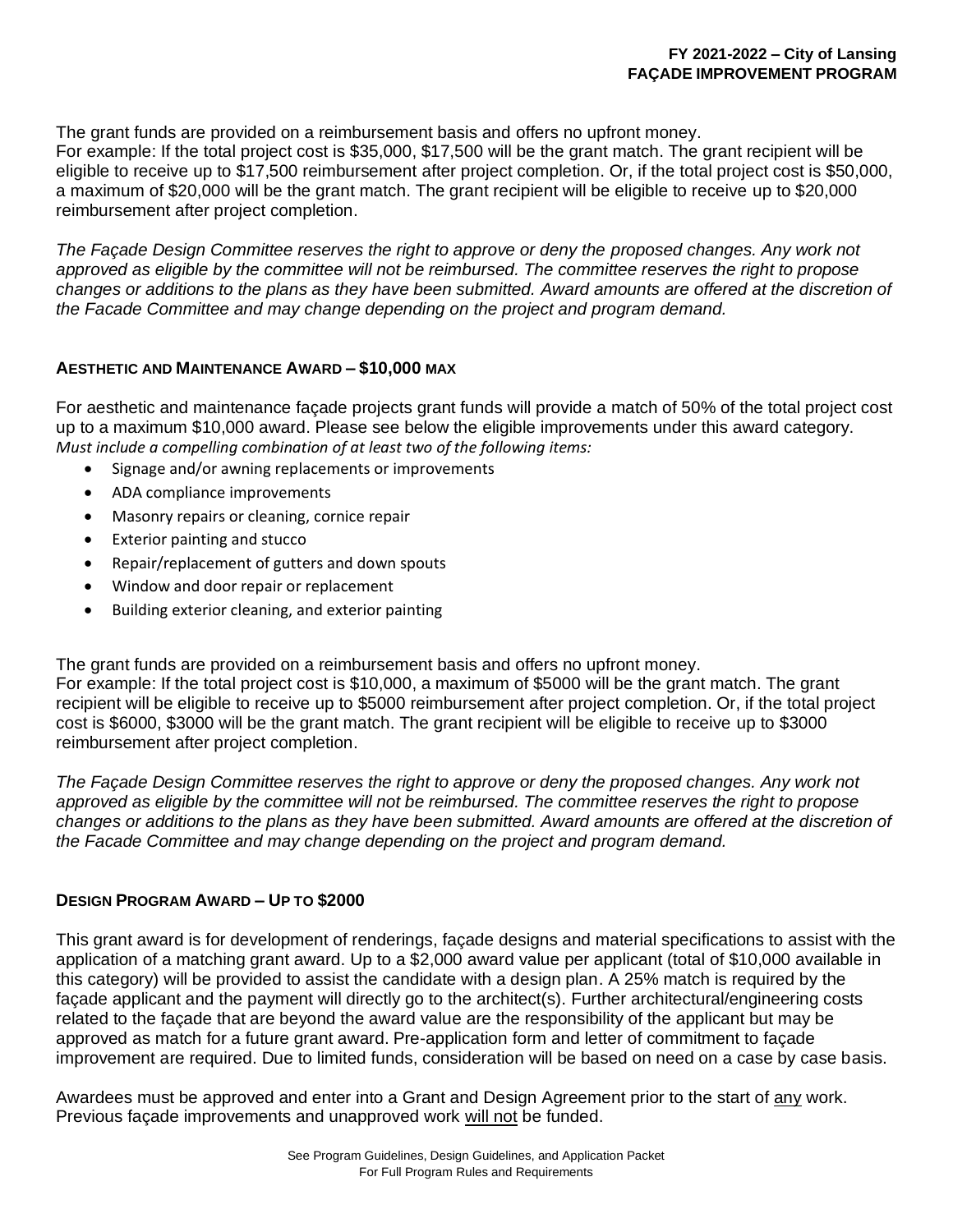The grant funds are provided on a reimbursement basis and offers no upfront money.
For example: If the total project cost is $35,000, $17,500 will be the grant match. The grant recipient will be eligible to receive up to $17,500 reimbursement after project completion. Or, if the total project cost is $50,000, a maximum of $20,000 will be the grant match. The grant recipient will be eligible to receive up to $20,000 reimbursement after project completion.

*The Façade Design Committee reserves the right to approve or deny the proposed changes. Any work not approved as eligible by the committee will not be reimbursed. The committee reserves the right to propose changes or additions to the plans as they have been submitted. Award amounts are offered at the discretion of the Facade Committee and may change depending on the project and program demand.*

### AESTHETIC AND MAINTENANCE AWARD – $10,000 MAX

For aesthetic and maintenance façade projects grant funds will provide a match of 50% of the total project cost up to a maximum $10,000 award. Please see below the eligible improvements under this award category.
*Must include a compelling combination of at least two of the following items:*

- Signage and/or awning replacements or improvements
- ADA compliance improvements
- Masonry repairs or cleaning, cornice repair
- Exterior painting and stucco
- Repair/replacement of gutters and down spouts
- Window and door repair or replacement
- Building exterior cleaning, and exterior painting

The grant funds are provided on a reimbursement basis and offers no upfront money.
For example: If the total project cost is $10,000, a maximum of $5000 will be the grant match. The grant recipient will be eligible to receive up to $5000 reimbursement after project completion. Or, if the total project cost is $6000, $3000 will be the grant match. The grant recipient will be eligible to receive up to $3000 reimbursement after project completion.

*The Façade Design Committee reserves the right to approve or deny the proposed changes. Any work not approved as eligible by the committee will not be reimbursed. The committee reserves the right to propose changes or additions to the plans as they have been submitted. Award amounts are offered at the discretion of the Facade Committee and may change depending on the project and program demand.*

### DESIGN PROGRAM AWARD – UP TO $2000

This grant award is for development of renderings, façade designs and material specifications to assist with the application of a matching grant award. Up to a $2,000 award value per applicant (total of $10,000 available in this category) will be provided to assist the candidate with a design plan. A 25% match is required by the façade applicant and the payment will directly go to the architect(s). Further architectural/engineering costs related to the façade that are beyond the award value are the responsibility of the applicant but may be approved as match for a future grant award. Pre-application form and letter of commitment to façade improvement are required. Due to limited funds, consideration will be based on need on a case by case basis.

Awardees must be approved and enter into a Grant and Design Agreement prior to the start of <u>any</u> work. Previous façade improvements and unapproved work <u>will not</u> be funded.

See Program Guidelines, Design Guidelines, and Application Packet
For Full Program Rules and Requirements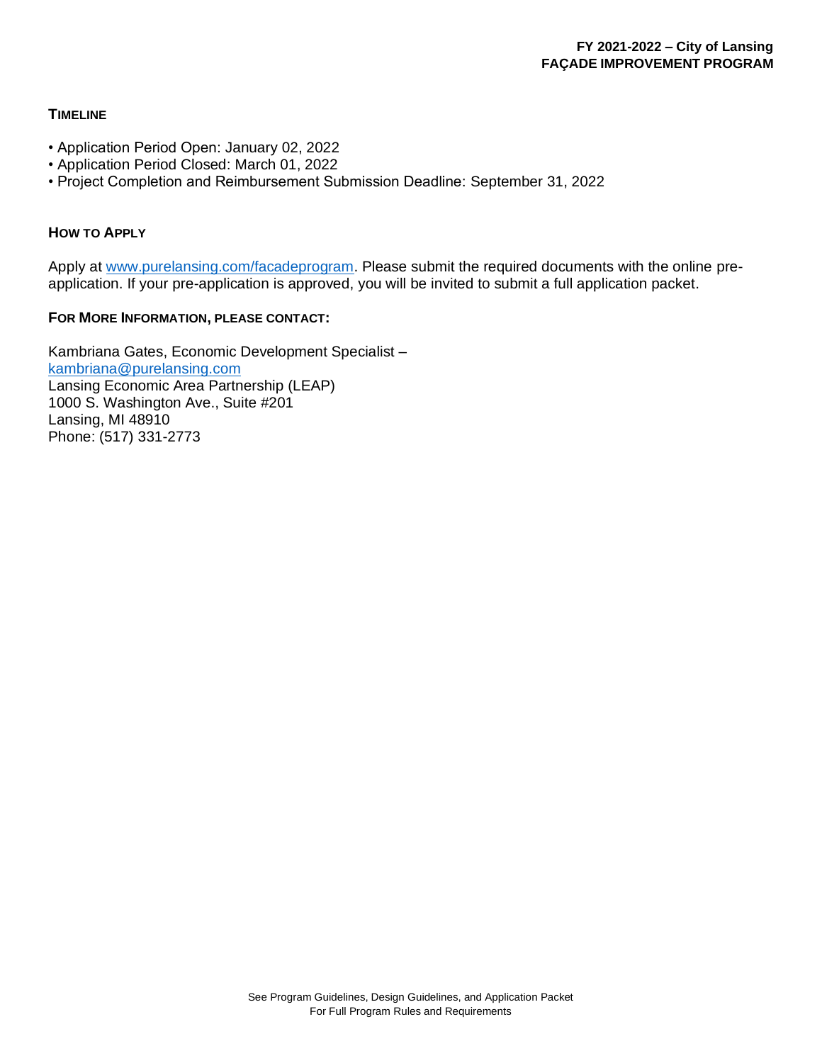### TIMELINE

- Application Period Open: January 02, 2022
- Application Period Closed: March 01, 2022
- Project Completion and Reimbursement Submission Deadline: September 31, 2022

### HOW TO APPLY

Apply at www.purelansing.com/facadeprogram. Please submit the required documents with the online pre-application. If your pre-application is approved, you will be invited to submit a full application packet.

### FOR MORE INFORMATION, PLEASE CONTACT:

Kambriana Gates, Economic Development Specialist –
kambriana@purelansing.com
Lansing Economic Area Partnership (LEAP)
1000 S. Washington Ave., Suite #201
Lansing, MI 48910
Phone: (517) 331-2773

See Program Guidelines, Design Guidelines, and Application Packet
For Full Program Rules and Requirements